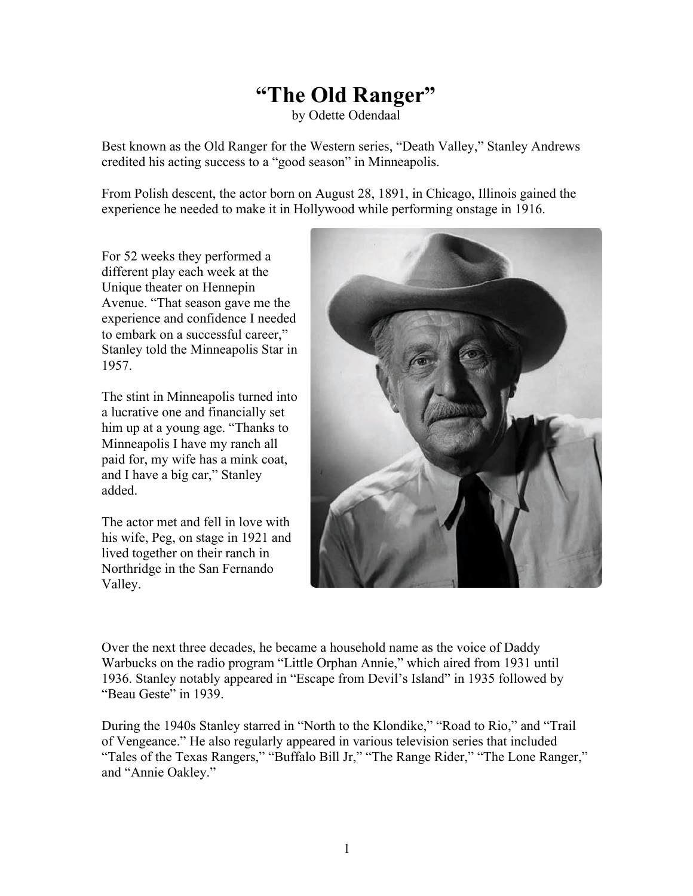# "The Old Ranger"

by Odette Odendaal

Best known as the Old Ranger for the Western series, "Death Valley," Stanley Andrews credited his acting success to a "good season" in Minneapolis.

From Polish descent, the actor born on August 28, 1891, in Chicago, Illinois gained the experience he needed to make it in Hollywood while performing onstage in 1916.

For 52 weeks they performed a different play each week at the Unique theater on Hennepin Avenue. "That season gave me the experience and confidence I needed to embark on a successful career," Stanley told the Minneapolis Star in 1957.

The stint in Minneapolis turned into a lucrative one and financially set him up at a young age. "Thanks to Minneapolis I have my ranch all paid for, my wife has a mink coat, and I have a big car," Stanley added.

The actor met and fell in love with his wife, Peg, on stage in 1921 and lived together on their ranch in Northridge in the San Fernando Valley.

Over the next three decades, he became a household name as the voice of Daddy Warbucks on the radio program "Little Orphan Annie," which aired from 1931 until 1936. Stanley notably appeared in "Escape from Devil's Island" in 1935 followed by "Beau Geste" in 1939.

During the 1940s Stanley starred in "North to the Klondike," "Road to Rio," and "Trail of Vengeance." He also regularly appeared in various television series that included "Tales of the Texas Rangers," "Buffalo Bill Jr," "The Range Rider," "The Lone Ranger," and "Annie Oakley."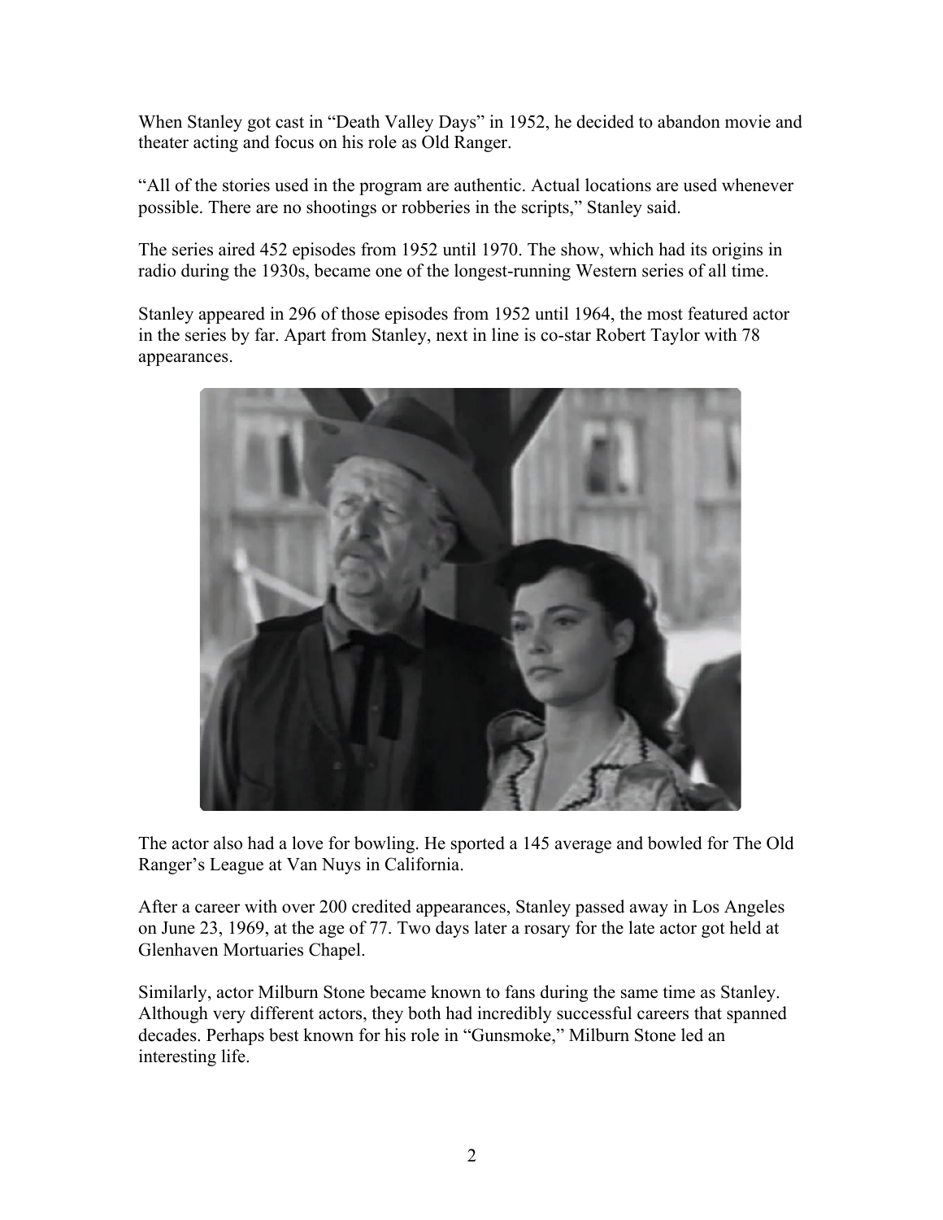When Stanley got cast in "Death Valley Days" in 1952, he decided to abandon movie and theater acting and focus on his role as Old Ranger.

"All of the stories used in the program are authentic. Actual locations are used whenever possible. There are no shootings or robberies in the scripts," Stanley said.

The series aired 452 episodes from 1952 until 1970. The show, which had its origins in radio during the 1930s, became one of the longest-running Western series of all time.

Stanley appeared in 296 of those episodes from 1952 until 1964, the most featured actor in the series by far. Apart from Stanley, next in line is co-star Robert Taylor with 78 appearances.

The actor also had a love for bowling. He sported a 145 average and bowled for The Old Ranger's League at Van Nuys in California.

After a career with over 200 credited appearances, Stanley passed away in Los Angeles on June 23, 1969, at the age of 77. Two days later a rosary for the late actor got held at Glenhaven Mortuaries Chapel.

Similarly, actor Milburn Stone became known to fans during the same time as Stanley. Although very different actors, they both had incredibly successful careers that spanned decades. Perhaps best known for his role in "Gunsmoke," Milburn Stone led an interesting life.